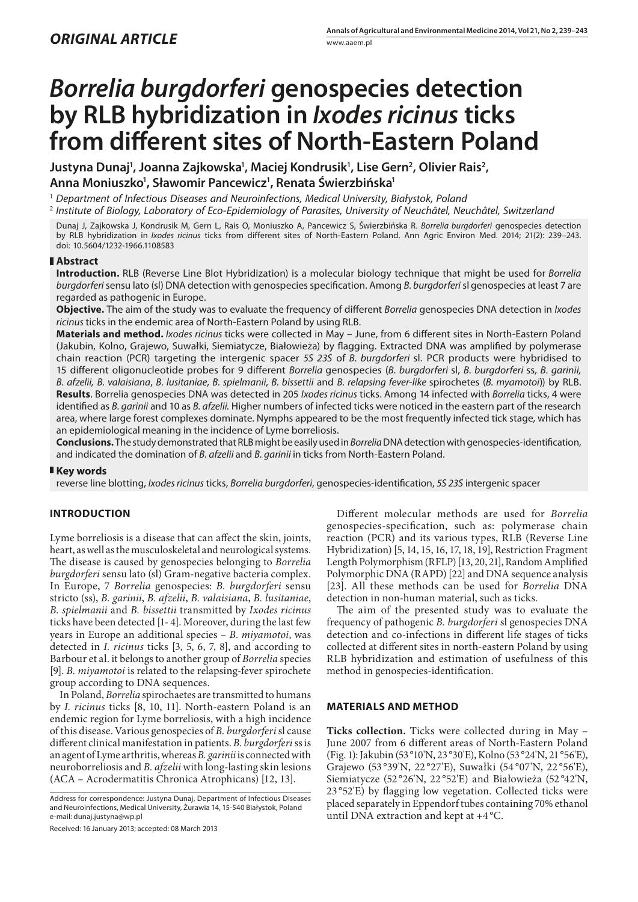## *ORIGINAL ARTICLE*

# *Borrelia burgdorferi* genospecies detection by RLB hybridization in *Ixodes ricinus* ticks from different sites of North-Eastern Poland

**Justyna Dunaj[1], Joanna Zajkowska[1], Maciej Kondrusik[1], Lise Gern[2], Olivier Rais[2], Anna Moniuszko[1], Sławomir Pancewicz[1], Renata Świerzbińska[1]**

[1] *Department of Infectious Diseases and Neuroinfections, Medical University, Białystok, Poland*
[2] *Institute of Biology, Laboratory of Eco-Epidemiology of Parasites, University of Neuchâtel, Neuchâtel, Switzerland*

Dunaj J, Zajkowska J, Kondrusik M, Gern L, Rais O, Moniuszko A, Pancewicz S, Świerzbińska R. *Borrelia burgdorferi* genospecies detection by RLB hybridization in *Ixodes ricinus* ticks from different sites of North-Eastern Poland. Ann Agric Environ Med. 2014; 21(2): 239–243. doi: 10.5604/1232-1966.1108583

## Abstract

**Introduction.** RLB (Reverse Line Blot Hybridization) is a molecular biology technique that might be used for *Borrelia burgdorferi* sensu lato (sl) DNA detection with genospecies specification. Among *B. burgdorferi* sl genospecies at least 7 are regarded as pathogenic in Europe.

**Objective.** The aim of the study was to evaluate the frequency of different *Borrelia* genospecies DNA detection in *Ixodes ricinus* ticks in the endemic area of North-Eastern Poland by using RLB.

**Materials and method.** *Ixodes ricinus* ticks were collected in May – June, from 6 different sites in North-Eastern Poland (Jakubin, Kolno, Grajewo, Suwałki, Siemiatycze, Białowieża) by flagging. Extracted DNA was amplified by polymerase chain reaction (PCR) targeting the intergenic spacer *5S 23S* of *B. burgdorferi* sl. PCR products were hybridised to 15 different oligonucleotide probes for 9 different *Borrelia* genospecies (*B. burgdorferi* sl, *B. burgdorferi* ss*, B. garinii, B. afzelii*, *B. valaisiana*, *B. lusitaniae*, *B. spielmanii*, *B. bissettii* and *B. relapsing fever-like* spirochetes (*B. myamotoi*)) by RLB.

**Results**. Borrelia genospecies DNA was detected in 205 *Ixodes ricinus* ticks. Among 14 infected with *Borrelia* ticks, 4 were identified as *B. garinii* and 10 as *B. afzelii.* Higher numbers of infected ticks were noticed in the eastern part of the research area, where large forest complexes dominate. Nymphs appeared to be the most frequently infected tick stage, which has an epidemiological meaning in the incidence of Lyme borreliosis.

**Conclusions.** The study demonstrated that RLB might be easily used in *Borrelia* DNA detection with genospecies-identification, and indicated the domination of *B. afzelii* and *B. garinii* in ticks from North-Eastern Poland.

## Key words

reverse line blotting, *Ixodes ricinus* ticks, *Borrelia burgdorferi*, genospecies-identification, *5S 23S* intergenic spacer

## INTRODUCTION

Lyme borreliosis is a disease that can affect the skin, joints, heart, as well as the musculoskeletal and neurological systems. The disease is caused by genospecies belonging to *Borrelia burgdorferi* sensu lato (sl) Gram-negative bacteria complex. In Europe, 7 *Borrelia* genospecies: *B. burgdorferi* sensu stricto (ss), *B. garinii*, *B. afzelii*, *B. valaisiana*, *B. lusitaniae*, *B. spielmanii* and *B. bissettii* transmitted by *Ixodes ricinus* ticks have been detected [1- 4]. Moreover, during the last few years in Europe an additional species – *B. miyamotoi*, was detected in *I. ricinus* ticks [3, 5, 6, 7, 8], and according to Barbour et al. it belongs to another group of *Borrelia* species [9]. *B. miyamotoi* is related to the relapsing-fever spirochete group according to DNA sequences.

In Poland, *Borrelia* spirochaetes are transmitted to humans by *I. ricinus* ticks [8, 10, 11]. North-eastern Poland is an endemic region for Lyme borreliosis, with a high incidence of this disease. Various genospecies of *B. burgdorferi* sl cause different clinical manifestation in patients. *B. burgdorferi* ss is an agent of Lyme arthritis, whereas *B. garinii* is connected with neuroborreliosis and *B. afzelii* with long-lasting skin lesions (ACA – Acrodermatitis Chronica Atrophicans) [12, 13].

Different molecular methods are used for *Borrelia* genospecies-specification, such as: polymerase chain reaction (PCR) and its various types, RLB (Reverse Line Hybridization) [5, 14, 15, 16, 17, 18, 19], Restriction Fragment Length Polymorphism (RFLP) [13, 20, 21], Random Amplified Polymorphic DNA (RAPD) [22] and DNA sequence analysis [23]. All these methods can be used for *Borrelia* DNA detection in non-human material, such as ticks.

The aim of the presented study was to evaluate the frequency of pathogenic *B. burgdorferi* sl genospecies DNA detection and co-infections in different life stages of ticks collected at different sites in north-eastern Poland by using RLB hybridization and estimation of usefulness of this method in genospecies-identification.

## MATERIALS AND METHOD

**Ticks collection.** Ticks were collected during in May – June 2007 from 6 different areas of North-Eastern Poland (Fig. 1): Jakubin (53°10'N, 23°30'E), Kolno (53°24'N, 21°56'E), Grajewo (53°39'N, 22°27'E), Suwałki (54°07'N, 22°56'E), Siemiatycze (52°26'N, 22°52'E) and Białowieża (52°42'N, 23°52'E) by flagging low vegetation. Collected ticks were placed separately in Eppendorf tubes containing 70% ethanol until DNA extraction and kept at +4°C.

Address for correspondence: Justyna Dunaj, Department of Infectious Diseases and Neuroinfections, Medical University, Żurawia 14, 15-540 Białystok, Poland
e-mail: dunaj.justyna@wp.pl

Received: 16 January 2013; accepted: 08 March 2013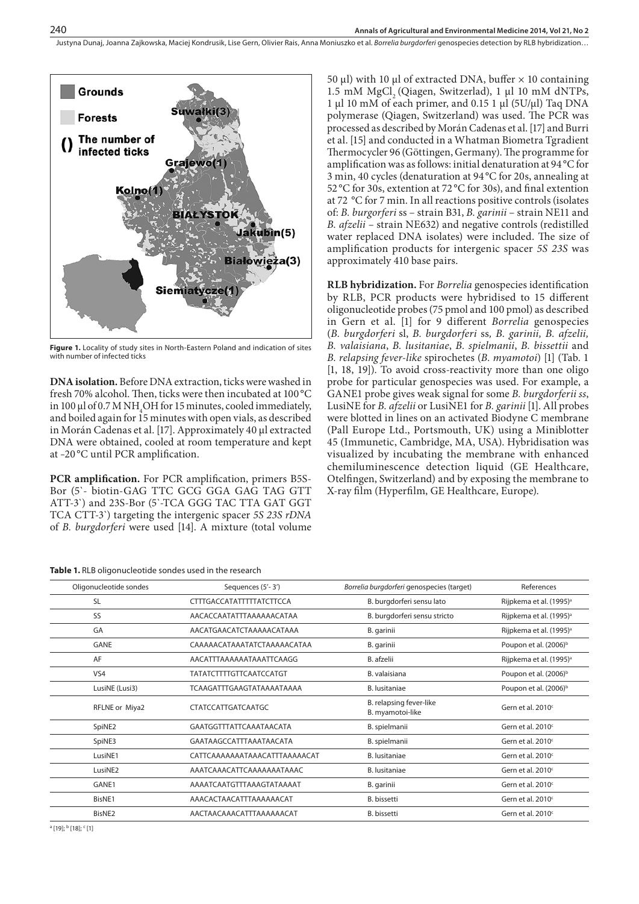Figure 1. Locality of study sites in North-Eastern Poland and indication of sites with number of infected ticks

**DNA isolation.** Before DNA extraction, ticks were washed in fresh 70% alcohol. Then, ticks were then incubated at 100 °C in 100 µl of 0.7 M $NH_4OH$ for 15 minutes, cooled immediately, and boiled again for 15 minutes with open vials, as described in Morán Cadenas et al. [17]. Approximately 40 µl extracted DNA were obtained, cooled at room temperature and kept at -20 °C until PCR amplification.

**PCR amplification.** For PCR amplification, primers B5S-Bor (5`- biotin-GAG TTC GCG GGA GAG TAG GTT ATT-3`) and 23S-Bor (5`-TCA GGG TAC TTA GAT GGT TCA CTT-3`) targeting the intergenic spacer *5S 23S rDNA* of *B. burgdorferi* were used [14]. A mixture (total volume 50 µl) with 10 µl of extracted DNA, buffer × 10 containing 1.5 mM $MgCl_2$ (Qiagen, Switzerland), 1 µl 10 mM dNTPs, 1 µl 10 mM of each primer, and 0.15 1 µl (5U/µl) Taq DNA polymerase (Qiagen, Switzerland) was used. The PCR was processed as described by Morán Cadenas et al. [17] and Burri et al. [15] and conducted in a Whatman Biometra Tgradient Thermocycler 96 (Göttingen, Germany). The programme for amplification was as follows: initial denaturation at 94 °C for 3 min, 40 cycles (denaturation at 94 °C for 20s, annealing at 52 °C for 30s, extention at 72 °C for 30s), and final extention at 72 °C for 7 min. In all reactions positive controls (isolates of: *B. burgorferi* ss – strain B31, *B. garinii* – strain NE11 and *B. afzelii* – strain NE632) and negative controls (redistilled water replaced DNA isolates) were included. The size of amplification products for intergenic spacer *5S 23S* was approximately 410 base pairs.

**RLB hybridization.** For *Borrelia* genospecies identification by RLB, PCR products were hybridised to 15 different oligonucleotide probes (75 pmol and 100 pmol) as described in Gern et al. [1] for 9 different *Borrelia* genospecies (*B. burgdorferi* sl, *B. burgdorferi* ss, *B. garinii, B. afzelii, B. valaisiana*, *B. lusitaniae*, *B. spielmanii*, *B. bissettii* and *B. relapsing fever-like* spirochetes (*B. myamotoi*) [1] (Tab. 1 [1, 18, 19]). To avoid cross-reactivity more than one oligo probe for particular genospecies was used. For example, a GANE1 probe gives weak signal for some *B. burgdorferii ss*, LusiNE for *B. afzelii* or LusiNE1 for *B. garinii* [1]. All probes were blotted in lines on an activated Biodyne C membrane (Pall Europe Ltd., Portsmouth, UK) using a Miniblotter 45 (Immunetic, Cambridge, MA, USA). Hybridisation was visualized by incubating the membrane with enhanced chemiluminescence detection liquid (GE Healthcare, Otelfingen, Switzerland) and by exposing the membrane to X-ray film (Hyperfilm, GE Healthcare, Europe).

**Table 1.** RLB oligonucleotide sondes used in the research

| Oligonucleotide sondes | Sequences (5'- 3') | *Borrelia burgdorferi* genospecies (target) | References |
|---|---|---|---|
| SL | CTTTGACCATATTTTTATCTTCCA | B. burgdorferi sensu lato | Rijpkema et al. (1995)[a] |
| SS | AACACCAATATTTAAAAAACATAA | B. burgdorferi sensu stricto | Rijpkema et al. (1995)[a] |
| GA | AACATGAACATCTAAAAACATAAA | B. garinii | Rijpkema et al. (1995)[a] |
| GANE | CAAAAACATAAATATCTAAAAACATAA | B. garinii | Poupon et al. (2006)[b] |
| AF | AACATTTAAAAAATAAATTCAAGG | B. afzelii | Rijpkema et al. (1995)[a] |
| VS4 | TATATCTTTTGTTCAATCCATGT | B. valaisiana | Poupon et al. (2006)[b] |
| LusiNE (Lusi3) | TCAAGATTTGAAGTATAAAATAAAA | B. lusitaniae | Poupon et al. (2006)[b] |
| RFLNE or Miya2 | CTATCCATTGATCAATGC | B. relapsing fever-like B. myamotoi-like | Gern et al. 2010[c] |
| SpiNE2 | GAATGGTTTATTCAAATAACATA | B. spielmanii | Gern et al. 2010[c] |
| SpiNE3 | GAATAAGCCATTTAAATAACATA | B. spielmanii | Gern et al. 2010[c] |
| LusiNE1 | CATTCAAAAAAATAAACATTTAAAAACAT | B. lusitaniae | Gern et al. 2010[c] |
| LusiNE2 | AAATCAAACATTCAAAAAAATAAAC | B. lusitaniae | Gern et al. 2010[c] |
| GANE1 | AAAATCAATGTTTAAAGTATAAAAT | B. garinii | Gern et al. 2010[c] |
| BisNE1 | AAACACTAACATTTAAAAAACAT | B. bissetti | Gern et al. 2010[c] |
| BisNE2 | AACTAACAAACATTTAAAAAACAT | B. bissetti | Gern et al. 2010[c] |

[a] [19]; [b] [18]; [c] [1]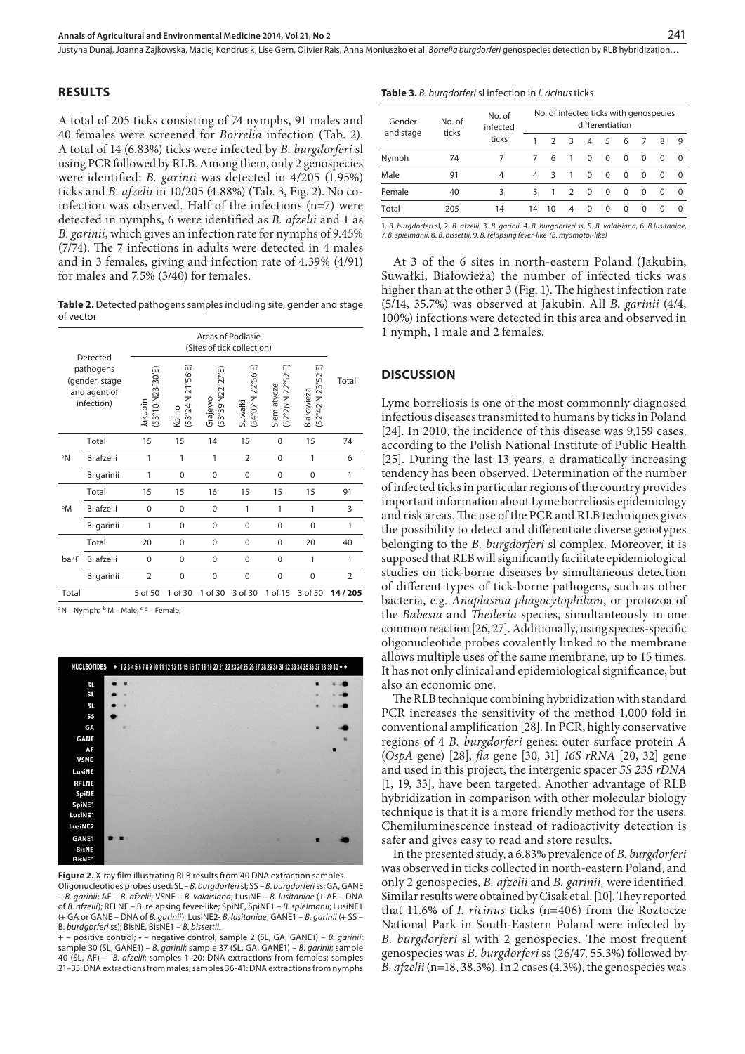## RESULTS

A total of 205 ticks consisting of 74 nymphs, 91 males and 40 females were screened for *Borrelia* infection (Tab. 2). A total of 14 (6.83%) ticks were infected by *B. burgdorferi* sl using PCR followed by RLB. Among them, only 2 genospecies were identified: *B. garinii* was detected in 4/205 (1.95%) ticks and *B. afzelii* in 10/205 (4.88%) (Tab. 3, Fig. 2). No co-infection was observed. Half of the infections (n=7) were detected in nymphs, 6 were identified as *B. afzelii* and 1 as *B. garinii*, which gives an infection rate for nymphs of 9.45% (7/74). The 7 infections in adults were detected in 4 males and in 3 females, giving and infection rate of 4.39% (4/91) for males and 7.5% (3/40) for females.

**Table 2.** Detected pathogens samples including site, gender and stage of vector

| Detected pathogens (gender, stage and agent of infection) | | Areas of Podlasie (Sites of tick collection) | | | | | | Total |
|---|---|---|---|---|---|---|---|---|
| | | Jakubin (53°10'N23°30'E) | Kolno (53°24'N 21°56'E) | Grajewo (53°39'N22°27'E) | Suwałki (54°07'N 22°56'E) | Siemiatycze (52°26'N 22°52'E) | Białowieża (52°42'N 23°52'E) | |
| [a]N | Total | 15 | 15 | 14 | 15 | 0 | 15 | 74 |
| | B. afzelii | 1 | 1 | 1 | 2 | 0 | 1 | 6 |
| | B. garinii | 1 | 0 | 0 | 0 | 0 | 0 | 1 |
| [b]M | Total | 15 | 15 | 16 | 15 | 15 | 15 | 91 |
| | B. afzelii | 0 | 0 | 0 | 1 | 1 | 1 | 3 |
| | B. garinii | 1 | 0 | 0 | 0 | 0 | 0 | 1 |
| ba [c]F | Total | 20 | 0 | 0 | 0 | 0 | 20 | 40 |
| | B. afzelii | 0 | 0 | 0 | 0 | 0 | 1 | 1 |
| | B. garinii | 2 | 0 | 0 | 0 | 0 | 0 | 2 |
| Total | | 5 of 50 | 1 of 30 | 1 of 30 | 3 of 30 | 1 of 15 | 3 of 50 | **14 / 205** |

[a] N – Nymph; [b] M – Male; [c] F – Female;

**Figure 2.** X-ray film illustrating RLB results from 40 DNA extraction samples. Oligonucleotides probes used: SL – *B. burgdorferi* sl; SS – *B. burgdorferi* ss; GA, GANE – *B. garinii*; AF – *B. afzelii*; VSNE – *B. valaisiana*; LusiNE – *B. lusitaniae* (+ AF – DNA of *B. afzelii*); RFLNE – B. relapsing fever-like; SpiNE, SpiNE1 – *B. spielmanii*; LusiNE1 (+ GA or GANE – DNA of *B. garinii*); LusiNE2- *B. lusitaniae*; GANE1 – *B. garinii* (+ SS – B. *burgdorferi* ss); BisNE, BisNE1 – *B. bissettii*.
+ – positive control; - – negative control; sample 2 (SL, GA, GANE1) – *B. garinii*; sample 30 (SL, GANE1) – *B. garinii*; sample 37 (SL, GA, GANE1) – *B. garinii*; sample 40 (SL, AF) – *B. afzelii;* samples 1–20: DNA extractions from females; samples 21–35: DNA extractions from males; samples 36-41: DNA extractions from nymphs

**Table 3.** *B. burgdorferi* sl infection in *I. ricinus* ticks

| Gender and stage | No. of ticks | No. of infected ticks | No. of infected ticks with genospecies differentiation | | | | | | | | |
|---|---|---|---|---|---|---|---|---|---|---|---|
| | | | 1 | 2 | 3 | 4 | 5 | 6 | 7 | 8 | 9 |
| Nymph | 74 | 7 | 7 | 6 | 1 | 0 | 0 | 0 | 0 | 0 | 0 |
| Male | 91 | 4 | 4 | 3 | 1 | 0 | 0 | 0 | 0 | 0 | 0 |
| Female | 40 | 3 | 3 | 1 | 2 | 0 | 0 | 0 | 0 | 0 | 0 |
| Total | 205 | 14 | 14 | 10 | 4 | 0 | 0 | 0 | 0 | 0 | 0 |

1. *B. burgdorferi* sl, 2. *B. afzelii*, 3. *B. garinii*, 4. *B. burgdorferi ss*, 5. *B. valaisiana*, 6. *B.lusitaniae*, 7. *B. spielmanii*, 8. *B. bissettii*, 9. *B. relapsing fever-like (B. myamotoi-like)*

At 3 of the 6 sites in north-eastern Poland (Jakubin, Suwałki, Białowieża) the number of infected ticks was higher than at the other 3 (Fig. 1). The highest infection rate (5/14, 35.7%) was observed at Jakubin. All *B. garinii* (4/4, 100%) infections were detected in this area and observed in 1 nymph, 1 male and 2 females.

## DISCUSSION

Lyme borreliosis is one of the most commonnly diagnosed infectious diseases transmitted to humans by ticks in Poland [24]. In 2010, the incidence of this disease was 9,159 cases, according to the Polish National Institute of Public Health [25]. During the last 13 years, a dramatically increasing tendency has been observed. Determination of the number of infected ticks in particular regions of the country provides important information about Lyme borreliosis epidemiology and risk areas. The use of the PCR and RLB techniques gives the possibility to detect and differentiate diverse genotypes belonging to the *B. burgdorferi* sl complex. Moreover, it is supposed that RLB will significantly facilitate epidemiological studies on tick-borne diseases by simultaneous detection of different types of tick-borne pathogens, such as other bacteria, e.g. *Anaplasma phagocytophilum*, or protozoa of the *Babesia* and *Theileria* species, simultanteously in one common reaction [26, 27]. Additionally, using species-specific oligonucleotide probes covalently linked to the membrane allows multiple uses of the same membrane, up to 15 times. It has not only clinical and epidemiological significance, but also an economic one.

The RLB technique combining hybridization with standard PCR increases the sensitivity of the method 1,000 fold in conventional amplification [28]. In PCR, highly conservative regions of 4 *B. burgdorferi* genes: outer surface protein A (*OspA* gene) [28], *fla* gene [30, 31] *16S rRNA* [20, 32] gene and used in this project, the intergenic spacer *5S 23S rDNA* [1, 19, 33], have been targeted. Another advantage of RLB hybridization in comparison with other molecular biology technique is that it is a more friendly method for the users. Chemiluminescence instead of radioactivity detection is safer and gives easy to read and store results.

In the presented study, a 6.83% prevalence of *B. burgdorferi* was observed in ticks collected in north-eastern Poland, and only 2 genospecies, *B. afzelii* and *B. garinii,* were identified. Similar results were obtained by Cisak et al. [10]. They reported that 11.6% of *I. ricinus* ticks (n=406) from the Roztocze National Park in South-Eastern Poland were infected by *B. burgdorferi* sl with 2 genospecies. The most frequent genospecies was *B. burgdorferi* ss (26/47, 55.3%) followed by *B. afzelii* (n=18, 38.3%). In 2 cases (4.3%), the genospecies was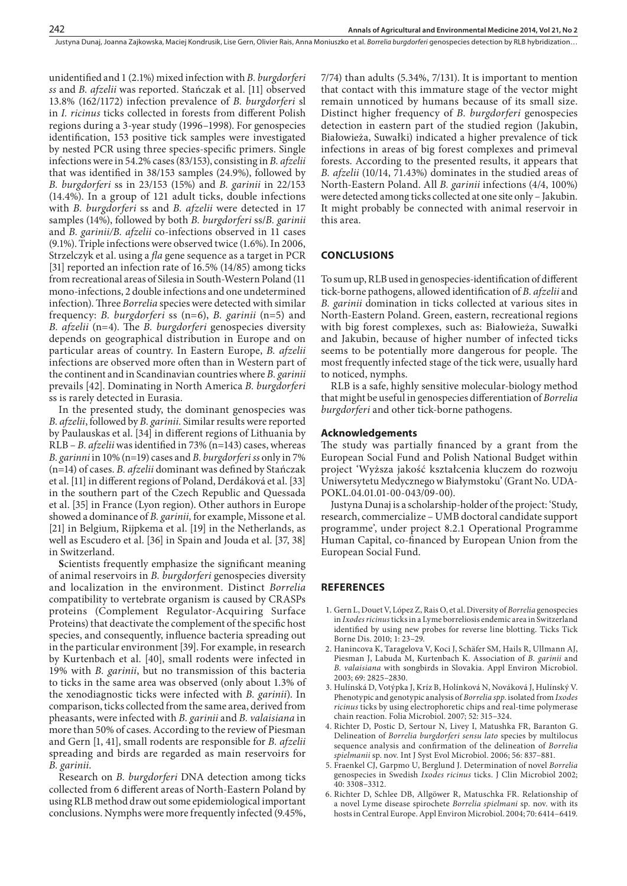unidentified and 1 (2.1%) mixed infection with *B. burgdorferi ss* and *B. afzelii* was reported. Stańczak et al. [11] observed 13.8% (162/1172) infection prevalence of *B. burgdorferi* sl in *I. ricinus* ticks collected in forests from different Polish regions during a 3-year study (1996–1998). For genospecies identification, 153 positive tick samples were investigated by nested PCR using three species-specific primers. Single infections were in 54.2% cases (83/153), consisting in *B. afzelii* that was identified in 38/153 samples (24.9%), followed by *B. burgdorferi* ss in 23/153 (15%) and *B. garinii* in 22/153 (14.4%). In a group of 121 adult ticks, double infections with *B. burgdorferi* ss and *B. afzelii* were detected in 17 samples (14%), followed by both *B. burgdorferi* ss/*B. garinii* and *B. garinii/B. afzelii* co-infections observed in 11 cases (9.1%). Triple infections were observed twice (1.6%). In 2006, Strzelczyk et al. using a *fla* gene sequence as a target in PCR [31] reported an infection rate of 16.5% (14/85) among ticks from recreational areas of Silesia in South-Western Poland (11 mono-infections, 2 double infections and one undetermined infection). Three *Borrelia* species were detected with similar frequency: *B. burgdorferi* ss (n=6), *B. garinii* (n=5) and *B. afzelii* (n=4). The *B. burgdorferi* genospecies diversity depends on geographical distribution in Europe and on particular areas of country. In Eastern Europe, *B. afzelii* infections are observed more often than in Western part of the continent and in Scandinavian countries where *B. garinii* prevails [42]. Dominating in North America *B. burgdorferi* ss is rarely detected in Eurasia.

In the presented study, the dominant genospecies was *B. afzelii*, followed by *B. garinii.* Similar results were reported by Paulauskas et al. [34] in different regions of Lithuania by RLB – *B. afzelii* was identified in 73% (n=143) cases, whereas *B. garinni* in 10% (n=19) cases and *B. burgdorferi ss* only in 7% (n=14) of cases. *B. afzelii* dominant was defined by Stańczak et al. [11] in different regions of Poland, Derdáková et al. [33] in the southern part of the Czech Republic and Quessada et al. [35] in France (Lyon region). Other authors in Europe showed a dominance of *B. garinii,* for example, Missone et al. [21] in Belgium, Rijpkema et al. [19] in the Netherlands, as well as Escudero et al. [36] in Spain and Jouda et al. [37, 38] in Switzerland.

**S**cientists frequently emphasize the significant meaning of animal reservoirs in *B. burgdorferi* genospecies diversity and localization in the environment. Distinct *Borrelia* compatibility to vertebrate organism is caused by CRASPs proteins (Complement Regulator-Acquiring Surface Proteins) that deactivate the complement of the specific host species, and consequently, influence bacteria spreading out in the particular environment [39]. For example, in research by Kurtenbach et al. [40], small rodents were infected in 19% with *B. garinii*, but no transmission of this bacteria to ticks in the same area was observed (only about 1.3% of the xenodiagnostic ticks were infected with *B. garinii*). In comparison, ticks collected from the same area, derived from pheasants, were infected with *B. garinii* and *B. valaisiana* in more than 50% of cases. According to the review of Piesman and Gern [1, 41], small rodents are responsible for *B. afzelii* spreading and birds are regarded as main reservoirs for *B. garinii*.

Research on *B. burgdorferi* DNA detection among ticks collected from 6 different areas of North-Eastern Poland by using RLB method draw out some epidemiological important conclusions. Nymphs were more frequently infected (9.45%, 7/74) than adults (5.34%, 7/131). It is important to mention that contact with this immature stage of the vector might remain unnoticed by humans because of its small size. Distinct higher frequency of *B. burgdorferi* genospecies detection in eastern part of the studied region (Jakubin, Białowieża, Suwałki) indicated a higher prevalence of tick infections in areas of big forest complexes and primeval forests. According to the presented results, it appears that *B. afzelii* (10/14, 71.43%) dominates in the studied areas of North-Eastern Poland. All *B. garinii* infections (4/4, 100%) were detected among ticks collected at one site only – Jakubin. It might probably be connected with animal reservoir in this area.

## CONCLUSIONS

To sum up, RLB used in genospecies-identification of different tick-borne pathogens, allowed identification of *B. afzelii* and *B. garinii* domination in ticks collected at various sites in North-Eastern Poland. Green, eastern, recreational regions with big forest complexes, such as: Białowieża, Suwałki and Jakubin, because of higher number of infected ticks seems to be potentially more dangerous for people. The most frequently infected stage of the tick were, usually hard to noticed, nymphs.

RLB is a safe, highly sensitive molecular-biology method that might be useful in genospecies differentiation of *Borrelia burgdorferi* and other tick-borne pathogens.

### Acknowledgements

The study was partially financed by a grant from the European Social Fund and Polish National Budget within project 'Wyższa jakość kształcenia kluczem do rozwoju Uniwersytetu Medycznego w Białymstoku' (Grant No. UDA-POKL.04.01.01-00-043/09-00).

Justyna Dunaj is a scholarship-holder of the project: 'Study, research, commercialize – UMB doctoral candidate support programme', under project 8.2.1 Operational Programme Human Capital, co-financed by European Union from the European Social Fund.

## REFERENCES

1. Gern L, Douet V, López Z, Rais O, et al. Diversity of *Borrelia* genospecies in *Ixodes ricinus* ticks in a Lyme borreliosis endemic area in Switzerland identified by using new probes for reverse line blotting. Ticks Tick Borne Dis. 2010; 1: 23–29.
2. Hanincova K, Taragelova V, Koci J, Schäfer SM, Hails R, Ullmann AJ, Piesman J, Labuda M, Kurtenbach K. Association of *B. garinii* and *B. valaisiana* with songbirds in Slovakia. Appl Environ Microbiol. 2003; 69: 2825–2830.
3. Hulínská D, Votýpka J, Kríz B, Holínková N, Nováková J, Hulínský V. Phenotypic and genotypic analysis of *Borrelia spp.* isolated from *Ixodes ricinus* ticks by using electrophoretic chips and real-time polymerase chain reaction. Folia Microbiol. 2007; 52: 315–324.
4. Richter D, Postic D, Sertour N, Livey I, Matushka FR, Baranton G. Delineation of *Borrelia burgdorferi sensu lato* species by multilocus sequence analysis and confirmation of the delineation of *Borrelia spielmanii* sp. nov. Int J Syst Evol Microbiol. 2006; 56: 837–881.
5. Fraenkel CJ, Garpmo U, Berglund J. Determination of novel *Borrelia* genospecies in Swedish *Ixodes ricinus* ticks. J Clin Microbiol 2002; 40: 3308–3312.
6. Richter D, Schlee DB, Allgöwer R, Matuschka FR. Relationship of a novel Lyme disease spirochete *Borrelia spielmani* sp. nov. with its hosts in Central Europe. Appl Environ Microbiol. 2004; 70: 6414–6419.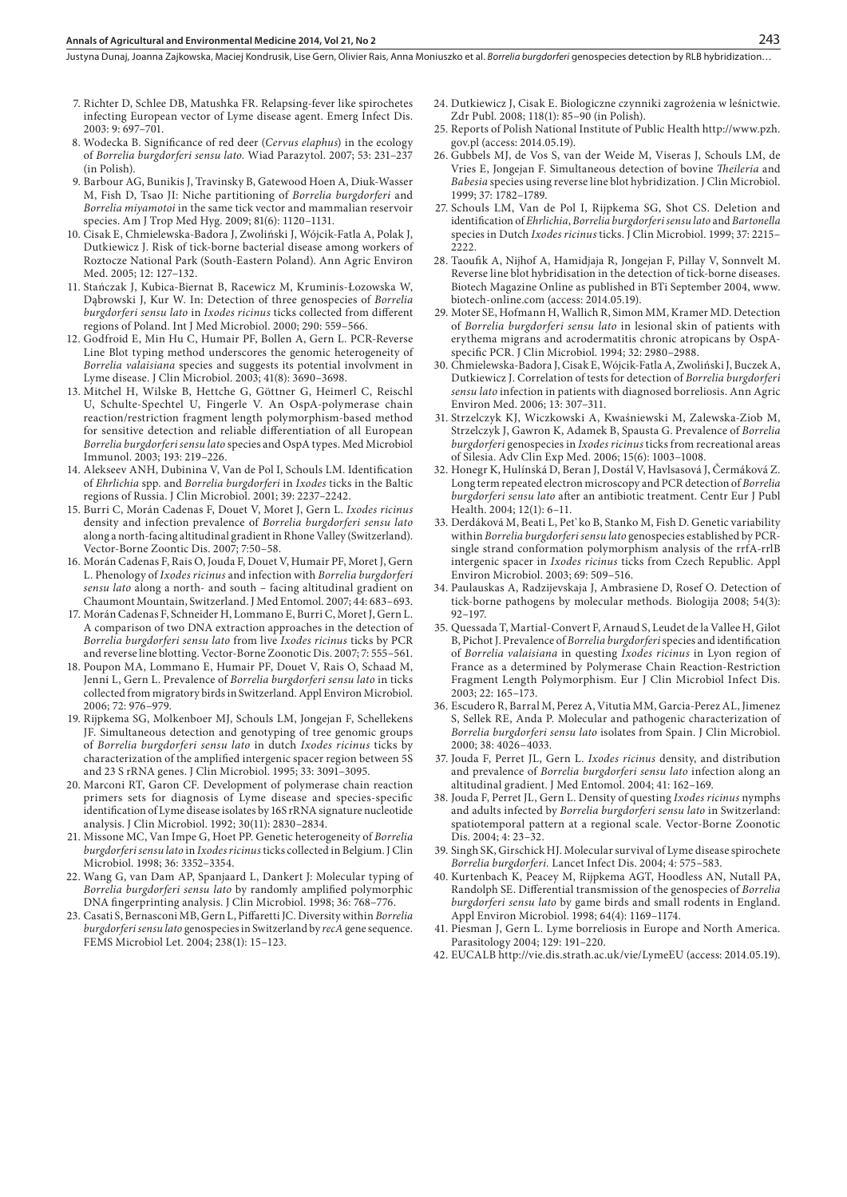7. Richter D, Schlee DB, Matushka FR. Relapsing-fever like spirochetes infecting European vector of Lyme disease agent. Emerg Infect Dis. 2003: 9: 697–701.
8. Wodecka B. Significance of red deer (*Cervus elaphus*) in the ecology of *Borrelia burgdorferi sensu lato.* Wiad Parazytol. 2007; 53: 231–237 (in Polish).
9. Barbour AG, Bunikis J, Travinsky B, Gatewood Hoen A, Diuk-Wasser M, Fish D, Tsao JI: Niche partitioning of *Borrelia burgdorferi* and *Borrelia miyamotoi* in the same tick vector and mammalian reservoir species. Am J Trop Med Hyg. 2009; 81(6): 1120–1131.
10. Cisak E, Chmielewska-Badora J, Zwoliński J, Wójcik-Fatla A, Polak J, Dutkiewicz J. Risk of tick-borne bacterial disease among workers of Roztocze National Park (South-Eastern Poland). Ann Agric Environ Med. 2005; 12: 127–132.
11. Stańczak J, Kubica-Biernat B, Racewicz M, Kruminis-Łozowska W, Dąbrowski J, Kur W. In: Detection of three genospecies of *Borrelia burgdorferi sensu lato* in *Ixodes ricinus* ticks collected from different regions of Poland. Int J Med Microbiol. 2000; 290: 559–566.
12. Godfroid E, Min Hu C, Humair PF, Bollen A, Gern L. PCR-Reverse Line Blot typing method underscores the genomic heterogeneity of *Borrelia valaisiana* species and suggests its potential involvment in Lyme disease. J Clin Microbiol. 2003; 41(8): 3690–3698.
13. Mitchel H, Wilske B, Hettche G, Göttner G, Heimerl C, Reischl U, Schulte-Spechtel U, Fingerle V. An OspA-polymerase chain reaction/restriction fragment length polymorphism-based method for sensitive detection and reliable differentiation of all European *Borrelia burgdorferi sensu lato* species and OspA types. Med Microbiol Immunol. 2003; 193: 219–226.
14. Alekseev ANH, Dubinina V, Van de Pol I, Schouls LM. Identification of *Ehrlichia* spp. and *Borrelia burgdorferi* in *Ixodes* ticks in the Baltic regions of Russia. J Clin Microbiol. 2001; 39: 2237–2242.
15. Burri C, Morán Cadenas F, Douet V, Moret J, Gern L. *Ixodes ricinus* density and infection prevalence of *Borrelia burgdorferi sensu lato* along a north-facing altitudinal gradient in Rhone Valley (Switzerland). Vector-Borne Zoontic Dis. 2007; 7:50–58.
16. Morán Cadenas F, Rais O, Jouda F, Douet V, Humair PF, Moret J, Gern L. Phenology of *Ixodes ricinus* and infection with *Borrelia burgdorferi sensu lato* along a north- and south – facing altitudinal gradient on Chaumont Mountain, Switzerland. J Med Entomol. 2007; 44: 683–693.
17. Morán Cadenas F, Schneider H, Lommano E, Burri C, Moret J, Gern L. A comparison of two DNA extraction approaches in the detection of *Borrelia burgdorferi sensu lato* from live *Ixodes ricinus* ticks by PCR and reverse line blotting. Vector-Borne Zoonotic Dis. 2007; 7: 555–561.
18. Poupon MA, Lommano E, Humair PF, Douet V, Rais O, Schaad M, Jenni L, Gern L. Prevalence of *Borrelia burgdorferi sensu lato* in ticks collected from migratory birds in Switzerland. Appl Environ Microbiol. 2006; 72: 976–979.
19. Rijpkema SG, Molkenboer MJ, Schouls LM, Jongejan F, Schellekens JF. Simultaneous detection and genotyping of tree genomic groups of *Borrelia burgdorferi sensu lato* in dutch *Ixodes ricinus* ticks by characterization of the amplified intergenic spacer region between 5S and 23 S rRNA genes. J Clin Microbiol. 1995; 33: 3091–3095.
20. Marconi RT, Garon CF. Development of polymerase chain reaction primers sets for diagnosis of Lyme disease and species-specific identification of Lyme disease isolates by 16S rRNA signature nucleotide analysis. J Clin Microbiol. 1992; 30(11): 2830–2834.
21. Missone MC, Van Impe G, Hoet PP. Genetic heterogeneity of *Borrelia burgdorferi sensu lato* in *Ixodes ricinus* ticks collected in Belgium. J Clin Microbiol. 1998; 36: 3352–3354.
22. Wang G, van Dam AP, Spanjaard L, Dankert J: Molecular typing of *Borrelia burgdorferi sensu lato* by randomly amplified polymorphic DNA fingerprinting analysis. J Clin Microbiol. 1998; 36: 768–776.
23. Casati S, Bernasconi MB, Gern L, Piffaretti JC. Diversity within *Borrelia burgdorferi sensu lato* genospecies in Switzerland by *recA* gene sequence. FEMS Microbiol Let. 2004; 238(1): 15–123.
24. Dutkiewicz J, Cisak E. Biologiczne czynniki zagrożenia w leśnictwie. Zdr Publ. 2008; 118(1): 85–90 (in Polish).
25. Reports of Polish National Institute of Public Health http://www.pzh.gov.pl (access: 2014.05.19).
26. Gubbels MJ, de Vos S, van der Weide M, Viseras J, Schouls LM, de Vries E, Jongejan F. Simultaneous detection of bovine *Theileria* and *Babesia* species using reverse line blot hybridization. J Clin Microbiol. 1999; 37: 1782–1789.
27. Schouls LM, Van de Pol I, Rijpkema SG, Shot CS. Deletion and identification of *Ehrlichia*, *Borrelia burgdorferi sensu lato* and *Bartonella* species in Dutch *Ixodes ricinus* ticks. J Clin Microbiol. 1999; 37: 2215–2222.
28. Taoufik A, Nijhof A, Hamidjaja R, Jongejan F, Pillay V, Sonnvelt M. Reverse line blot hybridisation in the detection of tick-borne diseases. Biotech Magazine Online as published in BTi September 2004, www.biotech-online.com (access: 2014.05.19).
29. Moter SE, Hofmann H, Wallich R, Simon MM, Kramer MD. Detection of *Borrelia burgdorferi sensu lato* in lesional skin of patients with erythema migrans and acrodermatitis chronic atropicans by OspA-specific PCR. J Clin Microbiol. 1994; 32: 2980–2988.
30. Chmielewska-Badora J, Cisak E, Wójcik-Fatla A, Zwoliński J, Buczek A, Dutkiewicz J. Correlation of tests for detection of *Borrelia burgdorferi sensu lato* infection in patients with diagnosed borreliosis. Ann Agric Environ Med. 2006; 13: 307–311.
31. Strzelczyk KJ, Wiczkowski A, Kwaśniewski M, Zalewska-Ziob M, Strzelczyk J, Gawron K, Adamek B, Spausta G. Prevalence of *Borrelia burgdorferi* genospecies in *Ixodes ricinus* ticks from recreational areas of Silesia. Adv Clin Exp Med. 2006; 15(6): 1003–1008.
32. Honegr K, Hulínská D, Beran J, Dostál V, Havlsasová J, Čermáková Z. Long term repeated electron microscopy and PCR detection of *Borrelia burgdorferi sensu lato* after an antibiotic treatment. Centr Eur J Publ Health. 2004; 12(1): 6–11.
33. Derdáková M, Beati L, Pet`ko B, Stanko M, Fish D. Genetic variability within *Borrelia burgdorferi sensu lato* genospecies established by PCR-single strand conformation polymorphism analysis of the rrfA-rrlB intergenic spacer in *Ixodes ricinus* ticks from Czech Republic. Appl Environ Microbiol. 2003; 69: 509–516.
34. Paulauskas A, Radzijevskaja J, Ambrasiene D, Rosef O. Detection of tick-borne pathogens by molecular methods. Biologija 2008; 54(3): 92–197.
35. Quessada T, Martial-Convert F, Arnaud S, Leudet de la Vallee H, Gilot B, Pichot J. Prevalence of *Borrelia burgdorferi* species and identification of *Borrelia valaisiana* in questing *Ixodes ricinus* in Lyon region of France as a determined by Polymerase Chain Reaction-Restriction Fragment Length Polymorphism. Eur J Clin Microbiol Infect Dis. 2003; 22: 165–173.
36. Escudero R, Barral M, Perez A, Vitutia MM, Garcia-Perez AL, Jimenez S, Sellek RE, Anda P. Molecular and pathogenic characterization of *Borrelia burgdorferi sensu lato* isolates from Spain. J Clin Microbiol. 2000; 38: 4026–4033.
37. Jouda F, Perret JL, Gern L. *Ixodes ricinus* density, and distribution and prevalence of *Borrelia burgdorferi sensu lato* infection along an altitudinal gradient. J Med Entomol. 2004; 41: 162–169.
38. Jouda F, Perret JL, Gern L. Density of questing *Ixodes ricinus* nymphs and adults infected by *Borrelia burgdorferi sensu lato* in Switzerland: spatiotemporal pattern at a regional scale. Vector-Borne Zoonotic Dis. 2004; 4: 23–32.
39. Singh SK, Girschick HJ. Molecular survival of Lyme disease spirochete *Borrelia burgdorferi*. Lancet Infect Dis. 2004; 4: 575–583.
40. Kurtenbach K, Peacey M, Rijpkema AGT, Hoodless AN, Nutall PA, Randolph SE. Differential transmission of the genospecies of *Borrelia burgdorferi sensu lato* by game birds and small rodents in England. Appl Environ Microbiol. 1998; 64(4): 1169–1174.
41. Piesman J, Gern L. Lyme borreliosis in Europe and North America. Parasitology 2004; 129: 191–220.
42. EUCALB http://vie.dis.strath.ac.uk/vie/LymeEU (access: 2014.05.19).